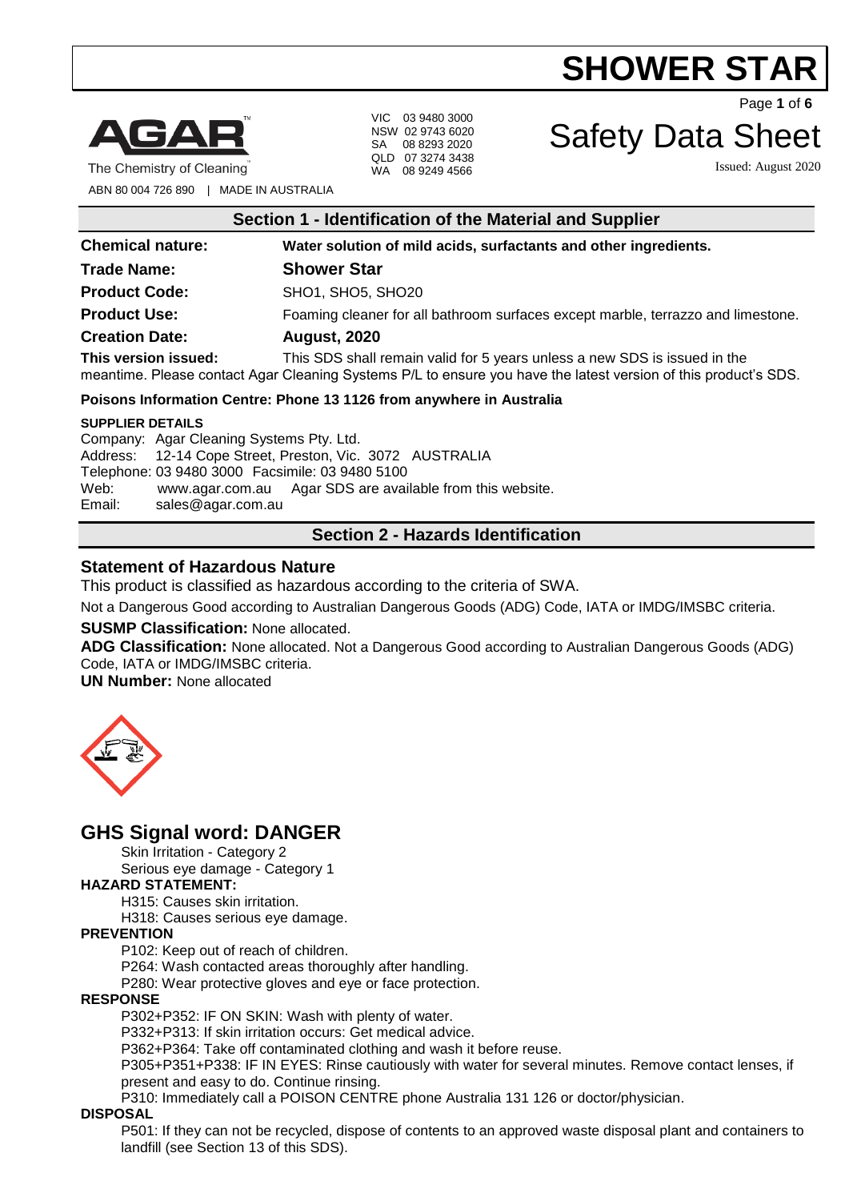# SHOWER STAR

AGAR
The Chemistry of Cleaning
ABN 80 004 726 890 | MADE IN AUSTRALIA

VIC 03 9480 3000
NSW 02 9743 6020
SA 08 8293 2020
QLD 07 3274 3438
WA 08 9249 4566

# Safety Data Sheet

Issued: August 2020

## Section 1 - Identification of the Material and Supplier

**Chemical nature:** **Water solution of mild acids, surfactants and other ingredients.**

**Trade Name:** **Shower Star**

**Product Code:** SHO1, SHO5, SHO20

**Product Use:** Foaming cleaner for all bathroom surfaces except marble, terrazzo and limestone.

**Creation Date:** **August, 2020**

**This version issued:** This SDS shall remain valid for 5 years unless a new SDS is issued in the meantime. Please contact Agar Cleaning Systems P/L to ensure you have the latest version of this product's SDS.

**Poisons Information Centre: Phone 13 1126 from anywhere in Australia**

**SUPPLIER DETAILS**

Company: Agar Cleaning Systems Pty. Ltd.
Address: 12-14 Cope Street, Preston, Vic. 3072 AUSTRALIA
Telephone: 03 9480 3000 Facsimile: 03 9480 5100
Web: www.agar.com.au Agar SDS are available from this website.
Email: sales@agar.com.au

## Section 2 - Hazards Identification

### Statement of Hazardous Nature

This product is classified as hazardous according to the criteria of SWA.

Not a Dangerous Good according to Australian Dangerous Goods (ADG) Code, IATA or IMDG/IMSBC criteria.

**SUSMP Classification:** None allocated.

**ADG Classification:** None allocated. Not a Dangerous Good according to Australian Dangerous Goods (ADG) Code, IATA or IMDG/IMSBC criteria.

**UN Number:** None allocated

## GHS Signal word: DANGER

Skin Irritation - Category 2
Serious eye damage - Category 1

**HAZARD STATEMENT:**

H315: Causes skin irritation.
H318: Causes serious eye damage.

**PREVENTION**

P102: Keep out of reach of children.
P264: Wash contacted areas thoroughly after handling.
P280: Wear protective gloves and eye or face protection.

**RESPONSE**

P302+P352: IF ON SKIN: Wash with plenty of water.
P332+P313: If skin irritation occurs: Get medical advice.
P362+P364: Take off contaminated clothing and wash it before reuse.
P305+P351+P338: IF IN EYES: Rinse cautiously with water for several minutes. Remove contact lenses, if present and easy to do. Continue rinsing.
P310: Immediately call a POISON CENTRE phone Australia 131 126 or doctor/physician.

**DISPOSAL**

P501: If they can not be recycled, dispose of contents to an approved waste disposal plant and containers to landfill (see Section 13 of this SDS).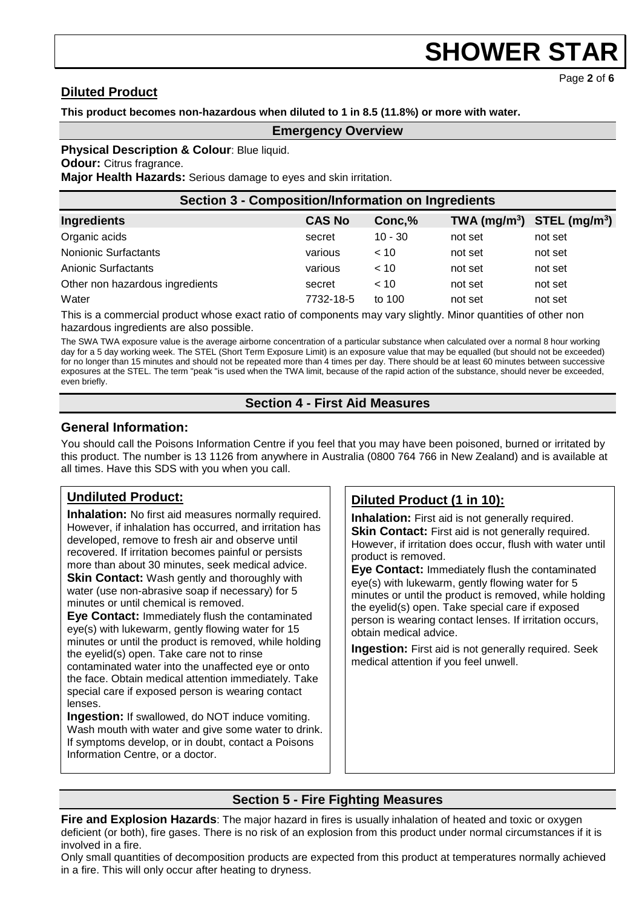## Diluted Product

**This product becomes non-hazardous when diluted to 1 in 8.5 (11.8%) or more with water.**

## Emergency Overview

**Physical Description & Colour**: Blue liquid.
**Odour:** Citrus fragrance.
**Major Health Hazards:** Serious damage to eyes and skin irritation.

## Section 3 - Composition/Information on Ingredients

| Ingredients | CAS No | Conc,% | TWA ($mg/m^3$) | STEL ($mg/m^3$) |
|---|---|---|---|---|
| Organic acids | secret | 10 - 30 | not set | not set |
| Nonionic Surfactants | various | < 10 | not set | not set |
| Anionic Surfactants | various | < 10 | not set | not set |
| Other non hazardous ingredients | secret | < 10 | not set | not set |
| Water | 7732-18-5 | to 100 | not set | not set |

This is a commercial product whose exact ratio of components may vary slightly. Minor quantities of other non hazardous ingredients are also possible.

The SWA TWA exposure value is the average airborne concentration of a particular substance when calculated over a normal 8 hour working day for a 5 day working week. The STEL (Short Term Exposure Limit) is an exposure value that may be equalled (but should not be exceeded) for no longer than 15 minutes and should not be repeated more than 4 times per day. There should be at least 60 minutes between successive exposures at the STEL. The term "peak "is used when the TWA limit, because of the rapid action of the substance, should never be exceeded, even briefly.

## Section 4 - First Aid Measures

### General Information:

You should call the Poisons Information Centre if you feel that you may have been poisoned, burned or irritated by this product. The number is 13 1126 from anywhere in Australia (0800 764 766 in New Zealand) and is available at all times. Have this SDS with you when you call.

### Undiluted Product:

**Inhalation:** No first aid measures normally required. However, if inhalation has occurred, and irritation has developed, remove to fresh air and observe until recovered. If irritation becomes painful or persists more than about 30 minutes, seek medical advice.
**Skin Contact:** Wash gently and thoroughly with water (use non-abrasive soap if necessary) for 5 minutes or until chemical is removed.
**Eye Contact:** Immediately flush the contaminated eye(s) with lukewarm, gently flowing water for 15 minutes or until the product is removed, while holding the eyelid(s) open. Take care not to rinse contaminated water into the unaffected eye or onto the face. Obtain medical attention immediately. Take special care if exposed person is wearing contact lenses.
**Ingestion:** If swallowed, do NOT induce vomiting. Wash mouth with water and give some water to drink. If symptoms develop, or in doubt, contact a Poisons Information Centre, or a doctor.

### Diluted Product (1 in 10):

**Inhalation:** First aid is not generally required.
**Skin Contact:** First aid is not generally required. However, if irritation does occur, flush with water until product is removed.
**Eye Contact:** Immediately flush the contaminated eye(s) with lukewarm, gently flowing water for 5 minutes or until the product is removed, while holding the eyelid(s) open. Take special care if exposed person is wearing contact lenses. If irritation occurs, obtain medical advice.
**Ingestion:** First aid is not generally required. Seek medical attention if you feel unwell.

## Section 5 - Fire Fighting Measures

**Fire and Explosion Hazards**: The major hazard in fires is usually inhalation of heated and toxic or oxygen deficient (or both), fire gases. There is no risk of an explosion from this product under normal circumstances if it is involved in a fire.
Only small quantities of decomposition products are expected from this product at temperatures normally achieved in a fire. This will only occur after heating to dryness.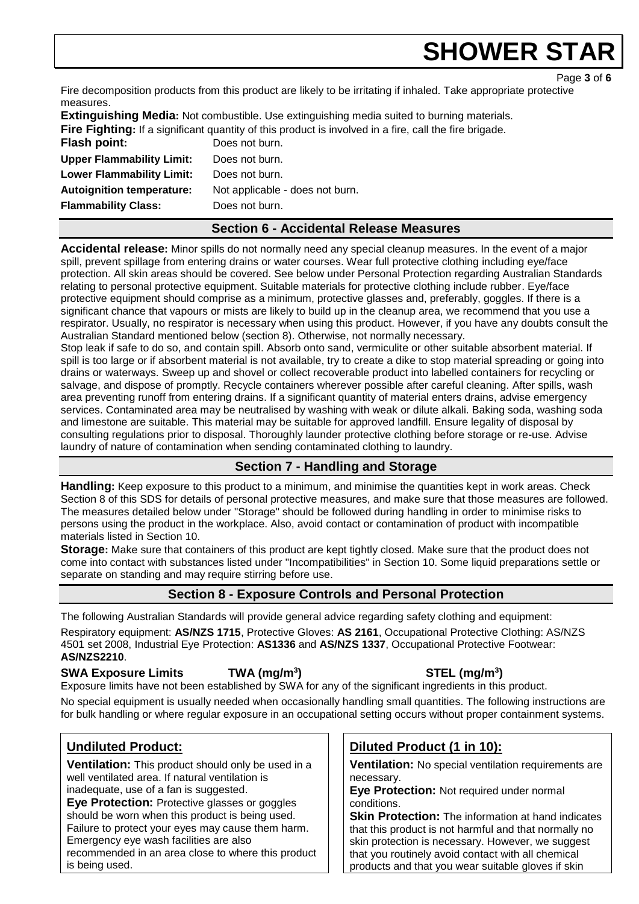Fire decomposition products from this product are likely to be irritating if inhaled. Take appropriate protective measures.

**Extinguishing Media:** Not combustible. Use extinguishing media suited to burning materials.

**Fire Fighting:** If a significant quantity of this product is involved in a fire, call the fire brigade.

| | |
|---|---|
| **Flash point:** | Does not burn. |
| **Upper Flammability Limit:** | Does not burn. |
| **Lower Flammability Limit:** | Does not burn. |
| **Autoignition temperature:** | Not applicable - does not burn. |
| **Flammability Class:** | Does not burn. |

## Section 6 - Accidental Release Measures

**Accidental release:** Minor spills do not normally need any special cleanup measures. In the event of a major spill, prevent spillage from entering drains or water courses. Wear full protective clothing including eye/face protection. All skin areas should be covered. See below under Personal Protection regarding Australian Standards relating to personal protective equipment. Suitable materials for protective clothing include rubber. Eye/face protective equipment should comprise as a minimum, protective glasses and, preferably, goggles. If there is a significant chance that vapours or mists are likely to build up in the cleanup area, we recommend that you use a respirator. Usually, no respirator is necessary when using this product. However, if you have any doubts consult the Australian Standard mentioned below (section 8). Otherwise, not normally necessary.

Stop leak if safe to do so, and contain spill. Absorb onto sand, vermiculite or other suitable absorbent material. If spill is too large or if absorbent material is not available, try to create a dike to stop material spreading or going into drains or waterways. Sweep up and shovel or collect recoverable product into labelled containers for recycling or salvage, and dispose of promptly. Recycle containers wherever possible after careful cleaning. After spills, wash area preventing runoff from entering drains. If a significant quantity of material enters drains, advise emergency services. Contaminated area may be neutralised by washing with weak or dilute alkali. Baking soda, washing soda and limestone are suitable. This material may be suitable for approved landfill. Ensure legality of disposal by consulting regulations prior to disposal. Thoroughly launder protective clothing before storage or re-use. Advise laundry of nature of contamination when sending contaminated clothing to laundry.

## Section 7 - Handling and Storage

**Handling:** Keep exposure to this product to a minimum, and minimise the quantities kept in work areas. Check Section 8 of this SDS for details of personal protective measures, and make sure that those measures are followed. The measures detailed below under "Storage" should be followed during handling in order to minimise risks to persons using the product in the workplace. Also, avoid contact or contamination of product with incompatible materials listed in Section 10.

**Storage:** Make sure that containers of this product are kept tightly closed. Make sure that the product does not come into contact with substances listed under "Incompatibilities" in Section 10. Some liquid preparations settle or separate on standing and may require stirring before use.

## Section 8 - Exposure Controls and Personal Protection

The following Australian Standards will provide general advice regarding safety clothing and equipment:

Respiratory equipment: **AS/NZS 1715**, Protective Gloves: **AS 2161**, Occupational Protective Clothing: AS/NZS 4501 set 2008, Industrial Eye Protection: **AS1336** and **AS/NZS 1337**, Occupational Protective Footwear: **AS/NZS2210**.

| **SWA Exposure Limits** | **TWA (mg/m$^3$)** | **STEL (mg/m$^3$)** |
|---|---|---|

Exposure limits have not been established by SWA for any of the significant ingredients in this product.

No special equipment is usually needed when occasionally handling small quantities. The following instructions are for bulk handling or where regular exposure in an occupational setting occurs without proper containment systems.

### Undiluted Product:

**Ventilation:** This product should only be used in a well ventilated area. If natural ventilation is inadequate, use of a fan is suggested.

**Eye Protection:** Protective glasses or goggles should be worn when this product is being used. Failure to protect your eyes may cause them harm. Emergency eye wash facilities are also recommended in an area close to where this product is being used.

### Diluted Product (1 in 10):

**Ventilation:** No special ventilation requirements are necessary.

**Eye Protection:** Not required under normal conditions.

**Skin Protection:** The information at hand indicates that this product is not harmful and that normally no skin protection is necessary. However, we suggest that you routinely avoid contact with all chemical products and that you wear suitable gloves if skin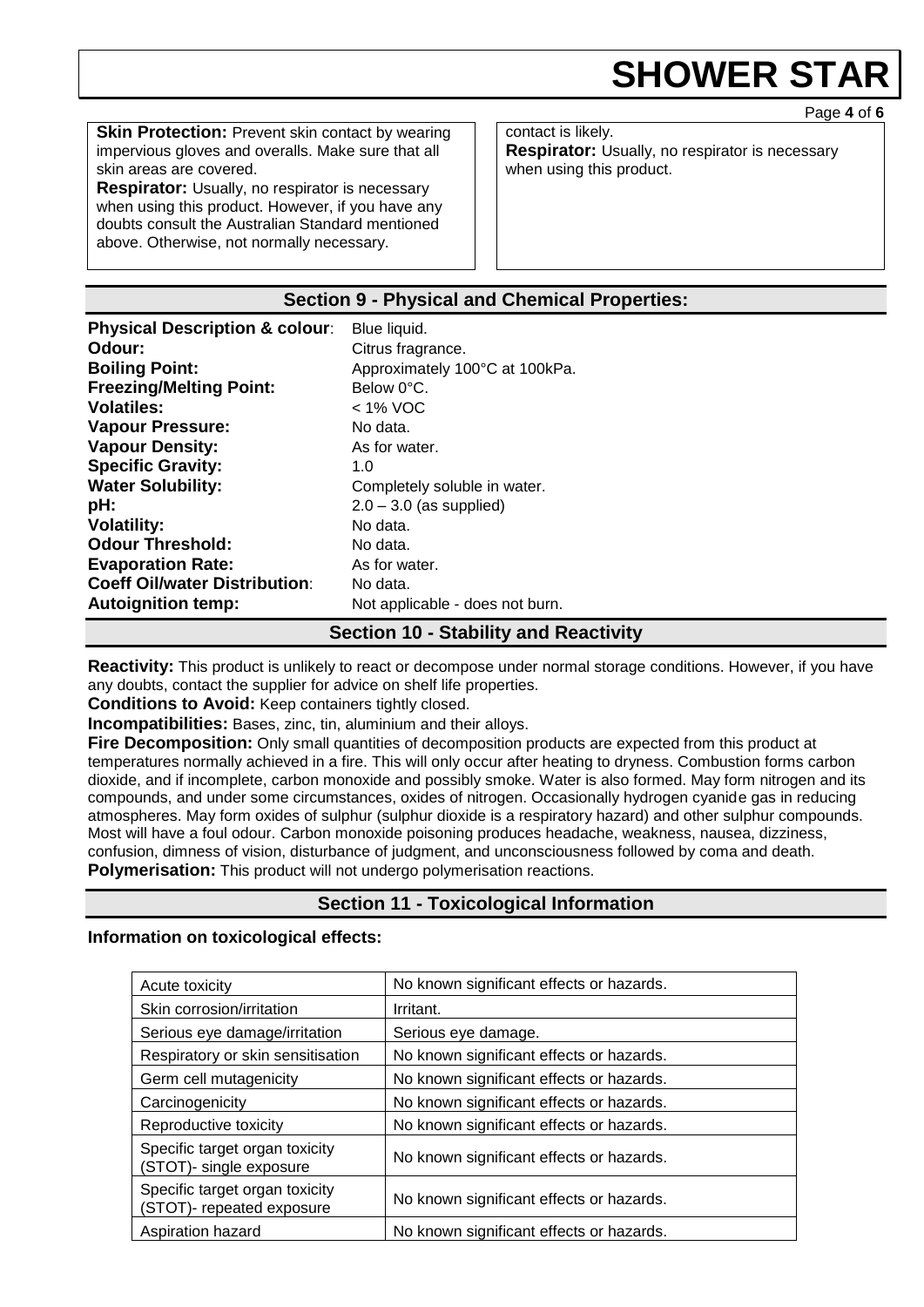**Skin Protection:** Prevent skin contact by wearing impervious gloves and overalls. Make sure that all skin areas are covered.
**Respirator:** Usually, no respirator is necessary when using this product. However, if you have any doubts consult the Australian Standard mentioned above. Otherwise, not normally necessary.

contact is likely.
**Respirator:** Usually, no respirator is necessary when using this product.

## Section 9 - Physical and Chemical Properties:

**Physical Description & colour**: Blue liquid.
**Odour:** Citrus fragrance.
**Boiling Point:** Approximately 100°C at 100kPa.
**Freezing/Melting Point:** Below 0°C.
**Volatiles:** < 1% VOC
**Vapour Pressure:** No data.
**Vapour Density:** As for water.
**Specific Gravity:** 1.0
**Water Solubility:** Completely soluble in water.
**pH:** 2.0 – 3.0 (as supplied)
**Volatility:** No data.
**Odour Threshold:** No data.
**Evaporation Rate:** As for water.
**Coeff Oil/water Distribution**: No data.
**Autoignition temp:** Not applicable - does not burn.

## Section 10 - Stability and Reactivity

**Reactivity:** This product is unlikely to react or decompose under normal storage conditions. However, if you have any doubts, contact the supplier for advice on shelf life properties.
**Conditions to Avoid:** Keep containers tightly closed.
**Incompatibilities:** Bases, zinc, tin, aluminium and their alloys.
**Fire Decomposition:** Only small quantities of decomposition products are expected from this product at temperatures normally achieved in a fire. This will only occur after heating to dryness. Combustion forms carbon dioxide, and if incomplete, carbon monoxide and possibly smoke. Water is also formed. May form nitrogen and its compounds, and under some circumstances, oxides of nitrogen. Occasionally hydrogen cyanide gas in reducing atmospheres. May form oxides of sulphur (sulphur dioxide is a respiratory hazard) and other sulphur compounds. Most will have a foul odour. Carbon monoxide poisoning produces headache, weakness, nausea, dizziness, confusion, dimness of vision, disturbance of judgment, and unconsciousness followed by coma and death.
**Polymerisation:** This product will not undergo polymerisation reactions.

## Section 11 - Toxicological Information

**Information on toxicological effects:**

| | |
|---|---|
| Acute toxicity | No known significant effects or hazards. |
| Skin corrosion/irritation | Irritant. |
| Serious eye damage/irritation | Serious eye damage. |
| Respiratory or skin sensitisation | No known significant effects or hazards. |
| Germ cell mutagenicity | No known significant effects or hazards. |
| Carcinogenicity | No known significant effects or hazards. |
| Reproductive toxicity | No known significant effects or hazards. |
| Specific target organ toxicity (STOT)- single exposure | No known significant effects or hazards. |
| Specific target organ toxicity (STOT)- repeated exposure | No known significant effects or hazards. |
| Aspiration hazard | No known significant effects or hazards. |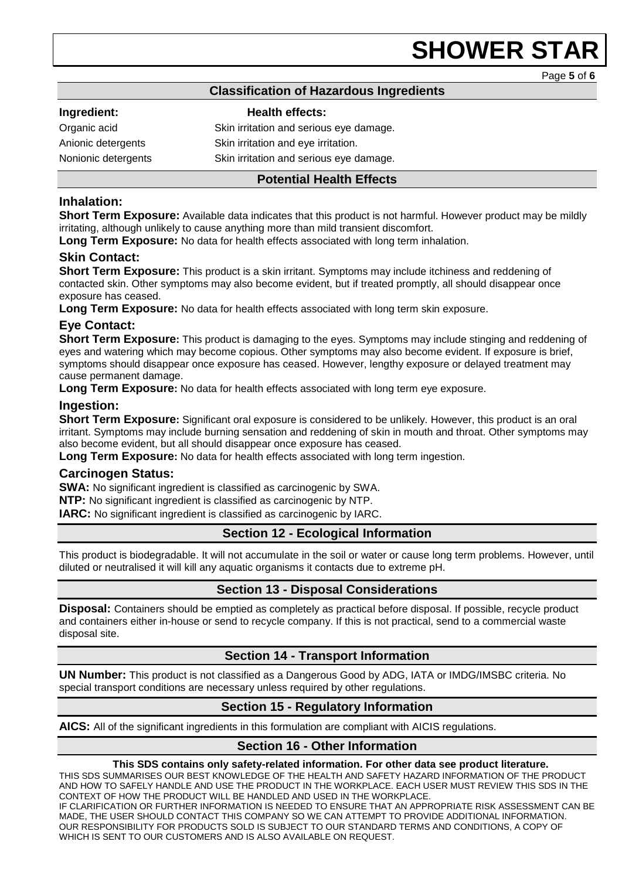## Classification of Hazardous Ingredients

| Ingredient: | Health effects: |
|---|---|
| Organic acid | Skin irritation and serious eye damage. |
| Anionic detergents | Skin irritation and eye irritation. |
| Nonionic detergents | Skin irritation and serious eye damage. |

## Potential Health Effects

### Inhalation:

**Short Term Exposure:** Available data indicates that this product is not harmful. However product may be mildly irritating, although unlikely to cause anything more than mild transient discomfort.

**Long Term Exposure:** No data for health effects associated with long term inhalation.

### Skin Contact:

**Short Term Exposure:** This product is a skin irritant. Symptoms may include itchiness and reddening of contacted skin. Other symptoms may also become evident, but if treated promptly, all should disappear once exposure has ceased.

**Long Term Exposure:** No data for health effects associated with long term skin exposure.

### Eye Contact:

**Short Term Exposure:** This product is damaging to the eyes. Symptoms may include stinging and reddening of eyes and watering which may become copious. Other symptoms may also become evident. If exposure is brief, symptoms should disappear once exposure has ceased. However, lengthy exposure or delayed treatment may cause permanent damage.

**Long Term Exposure:** No data for health effects associated with long term eye exposure.

### Ingestion:

**Short Term Exposure:** Significant oral exposure is considered to be unlikely. However, this product is an oral irritant. Symptoms may include burning sensation and reddening of skin in mouth and throat. Other symptoms may also become evident, but all should disappear once exposure has ceased.

**Long Term Exposure:** No data for health effects associated with long term ingestion.

### Carcinogen Status:

**SWA:** No significant ingredient is classified as carcinogenic by SWA.

**NTP:** No significant ingredient is classified as carcinogenic by NTP.

**IARC:** No significant ingredient is classified as carcinogenic by IARC.

## Section 12 - Ecological Information

This product is biodegradable. It will not accumulate in the soil or water or cause long term problems. However, until diluted or neutralised it will kill any aquatic organisms it contacts due to extreme pH.

## Section 13 - Disposal Considerations

**Disposal:** Containers should be emptied as completely as practical before disposal. If possible, recycle product and containers either in-house or send to recycle company. If this is not practical, send to a commercial waste disposal site.

## Section 14 - Transport Information

**UN Number:** This product is not classified as a Dangerous Good by ADG, IATA or IMDG/IMSBC criteria. No special transport conditions are necessary unless required by other regulations.

## Section 15 - Regulatory Information

**AICS:** All of the significant ingredients in this formulation are compliant with AICIS regulations.

## Section 16 - Other Information

**This SDS contains only safety-related information. For other data see product literature.**

THIS SDS SUMMARISES OUR BEST KNOWLEDGE OF THE HEALTH AND SAFETY HAZARD INFORMATION OF THE PRODUCT AND HOW TO SAFELY HANDLE AND USE THE PRODUCT IN THE WORKPLACE. EACH USER MUST REVIEW THIS SDS IN THE CONTEXT OF HOW THE PRODUCT WILL BE HANDLED AND USED IN THE WORKPLACE.

IF CLARIFICATION OR FURTHER INFORMATION IS NEEDED TO ENSURE THAT AN APPROPRIATE RISK ASSESSMENT CAN BE MADE, THE USER SHOULD CONTACT THIS COMPANY SO WE CAN ATTEMPT TO PROVIDE ADDITIONAL INFORMATION.

OUR RESPONSIBILITY FOR PRODUCTS SOLD IS SUBJECT TO OUR STANDARD TERMS AND CONDITIONS, A COPY OF WHICH IS SENT TO OUR CUSTOMERS AND IS ALSO AVAILABLE ON REQUEST.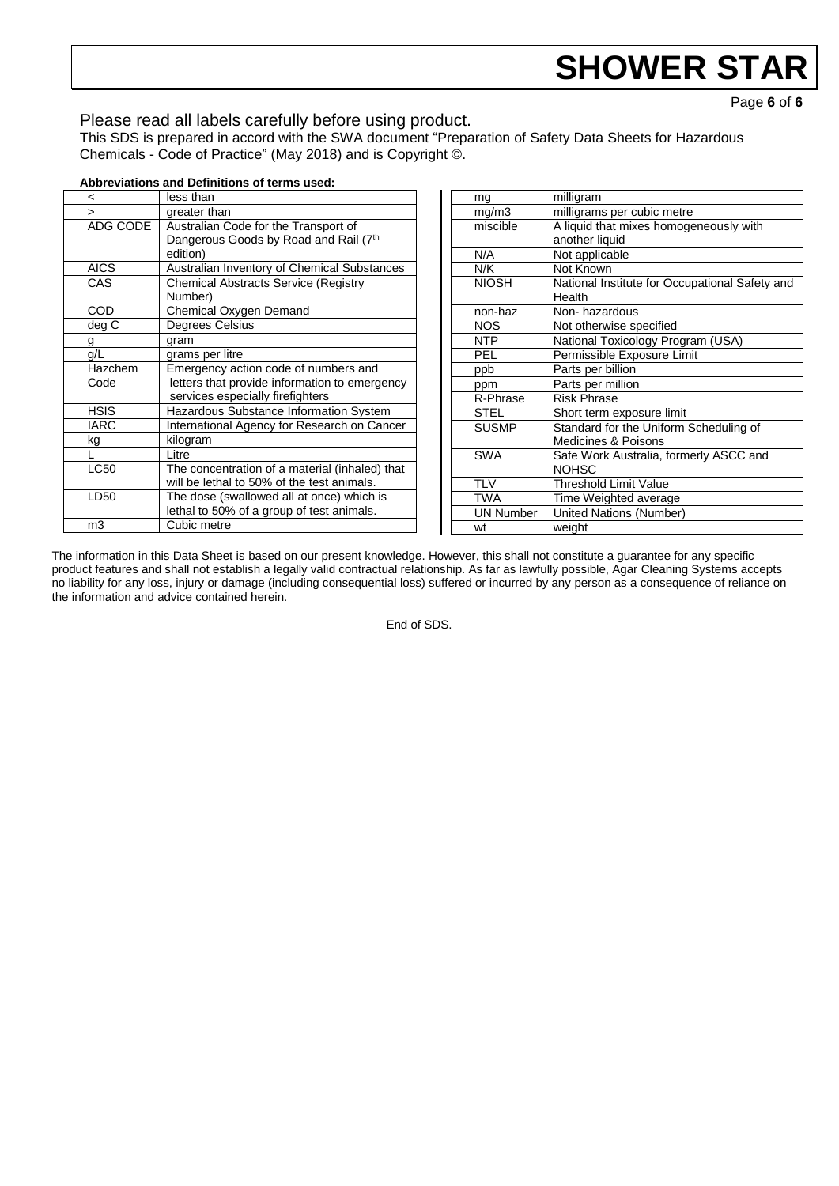Please read all labels carefully before using product.

This SDS is prepared in accord with the SWA document "Preparation of Safety Data Sheets for Hazardous Chemicals - Code of Practice" (May 2018) and is Copyright ©.

**Abbreviations and Definitions of terms used:**

| | |
|---|---|
| < | less than |
| > | greater than |
| ADG CODE | Australian Code for the Transport of Dangerous Goods by Road and Rail (7th edition) |
| AICS | Australian Inventory of Chemical Substances |
| CAS | Chemical Abstracts Service (Registry Number) |
| COD | Chemical Oxygen Demand |
| deg C | Degrees Celsius |
| g | gram |
| g/L | grams per litre |
| Hazchem Code | Emergency action code of numbers and letters that provide information to emergency services especially firefighters |
| HSIS | Hazardous Substance Information System |
| IARC | International Agency for Research on Cancer |
| kg | kilogram |
| L | Litre |
| LC50 | The concentration of a material (inhaled) that will be lethal to 50% of the test animals. |
| LD50 | The dose (swallowed all at once) which is lethal to 50% of a group of test animals. |
| m3 | Cubic metre |

| | |
|---|---|
| mg | milligram |
| mg/m3 | milligrams per cubic metre |
| miscible | A liquid that mixes homogeneously with another liquid |
| N/A | Not applicable |
| N/K | Not Known |
| NIOSH | National Institute for Occupational Safety and Health |
| non-haz | Non- hazardous |
| NOS | Not otherwise specified |
| NTP | National Toxicology Program (USA) |
| PEL | Permissible Exposure Limit |
| ppb | Parts per billion |
| ppm | Parts per million |
| R-Phrase | Risk Phrase |
| STEL | Short term exposure limit |
| SUSMP | Standard for the Uniform Scheduling of Medicines & Poisons |
| SWA | Safe Work Australia, formerly ASCC and NOHSC |
| TLV | Threshold Limit Value |
| TWA | Time Weighted average |
| UN Number | United Nations (Number) |
| wt | weight |

The information in this Data Sheet is based on our present knowledge. However, this shall not constitute a guarantee for any specific product features and shall not establish a legally valid contractual relationship. As far as lawfully possible, Agar Cleaning Systems accepts no liability for any loss, injury or damage (including consequential loss) suffered or incurred by any person as a consequence of reliance on the information and advice contained herein.

End of SDS.